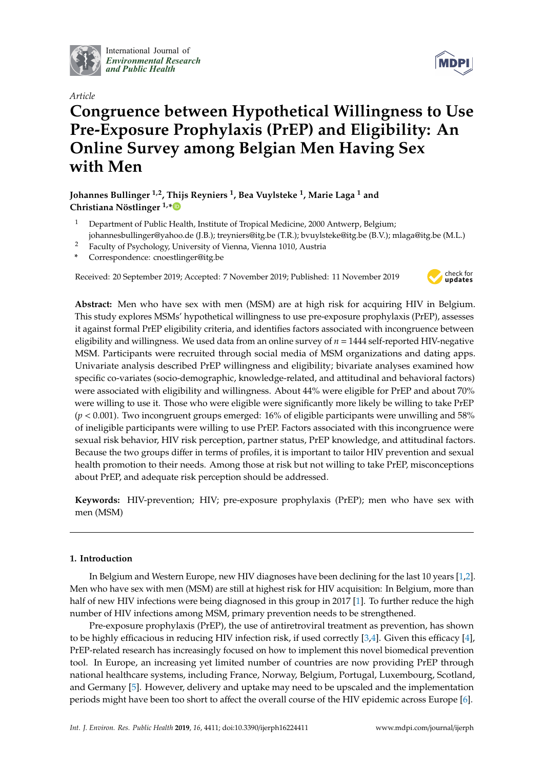International Journal of *Environmental Research and Public Health*

*Article*

# Congruence between Hypothetical Willingness to Use Pre-Exposure Prophylaxis (PrEP) and Eligibility: An Online Survey among Belgian Men Having Sex with Men

**Johannes Bullinger [1,2], Thijs Reyniers [1], Bea Vuylsteke [1], Marie Laga [1] and Christiana Nöstlinger [1,*]**

[1] Department of Public Health, Institute of Tropical Medicine, 2000 Antwerp, Belgium; johannesbullinger@yahoo.de (J.B.); treyniers@itg.be (T.R.); bvuylsteke@itg.be (B.V.); mlaga@itg.be (M.L.)

[2] Faculty of Psychology, University of Vienna, Vienna 1010, Austria

[*] Correspondence: cnoestlinger@itg.be

Received: 20 September 2019; Accepted: 7 November 2019; Published: 11 November 2019

**Abstract:** Men who have sex with men (MSM) are at high risk for acquiring HIV in Belgium. This study explores MSMs' hypothetical willingness to use pre-exposure prophylaxis (PrEP), assesses it against formal PrEP eligibility criteria, and identifies factors associated with incongruence between eligibility and willingness. We used data from an online survey of $n = 1444$ self-reported HIV-negative MSM. Participants were recruited through social media of MSM organizations and dating apps. Univariate analysis described PrEP willingness and eligibility; bivariate analyses examined how specific co-variates (socio-demographic, knowledge-related, and attitudinal and behavioral factors) were associated with eligibility and willingness. About 44% were eligible for PrEP and about 70% were willing to use it. Those who were eligible were significantly more likely be willing to take PrEP ($p < 0.001$). Two incongruent groups emerged: 16% of eligible participants were unwilling and 58% of ineligible participants were willing to use PrEP. Factors associated with this incongruence were sexual risk behavior, HIV risk perception, partner status, PrEP knowledge, and attitudinal factors. Because the two groups differ in terms of profiles, it is important to tailor HIV prevention and sexual health promotion to their needs. Among those at risk but not willing to take PrEP, misconceptions about PrEP, and adequate risk perception should be addressed.

**Keywords:** HIV-prevention; HIV; pre-exposure prophylaxis (PrEP); men who have sex with men (MSM)

## 1. Introduction

In Belgium and Western Europe, new HIV diagnoses have been declining for the last 10 years [1,2]. Men who have sex with men (MSM) are still at highest risk for HIV acquisition: In Belgium, more than half of new HIV infections were being diagnosed in this group in 2017 [1]. To further reduce the high number of HIV infections among MSM, primary prevention needs to be strengthened.

Pre-exposure prophylaxis (PrEP), the use of antiretroviral treatment as prevention, has shown to be highly efficacious in reducing HIV infection risk, if used correctly [3,4]. Given this efficacy [4], PrEP-related research has increasingly focused on how to implement this novel biomedical prevention tool. In Europe, an increasing yet limited number of countries are now providing PrEP through national healthcare systems, including France, Norway, Belgium, Portugal, Luxembourg, Scotland, and Germany [5]. However, delivery and uptake may need to be upscaled and the implementation periods might have been too short to affect the overall course of the HIV epidemic across Europe [6].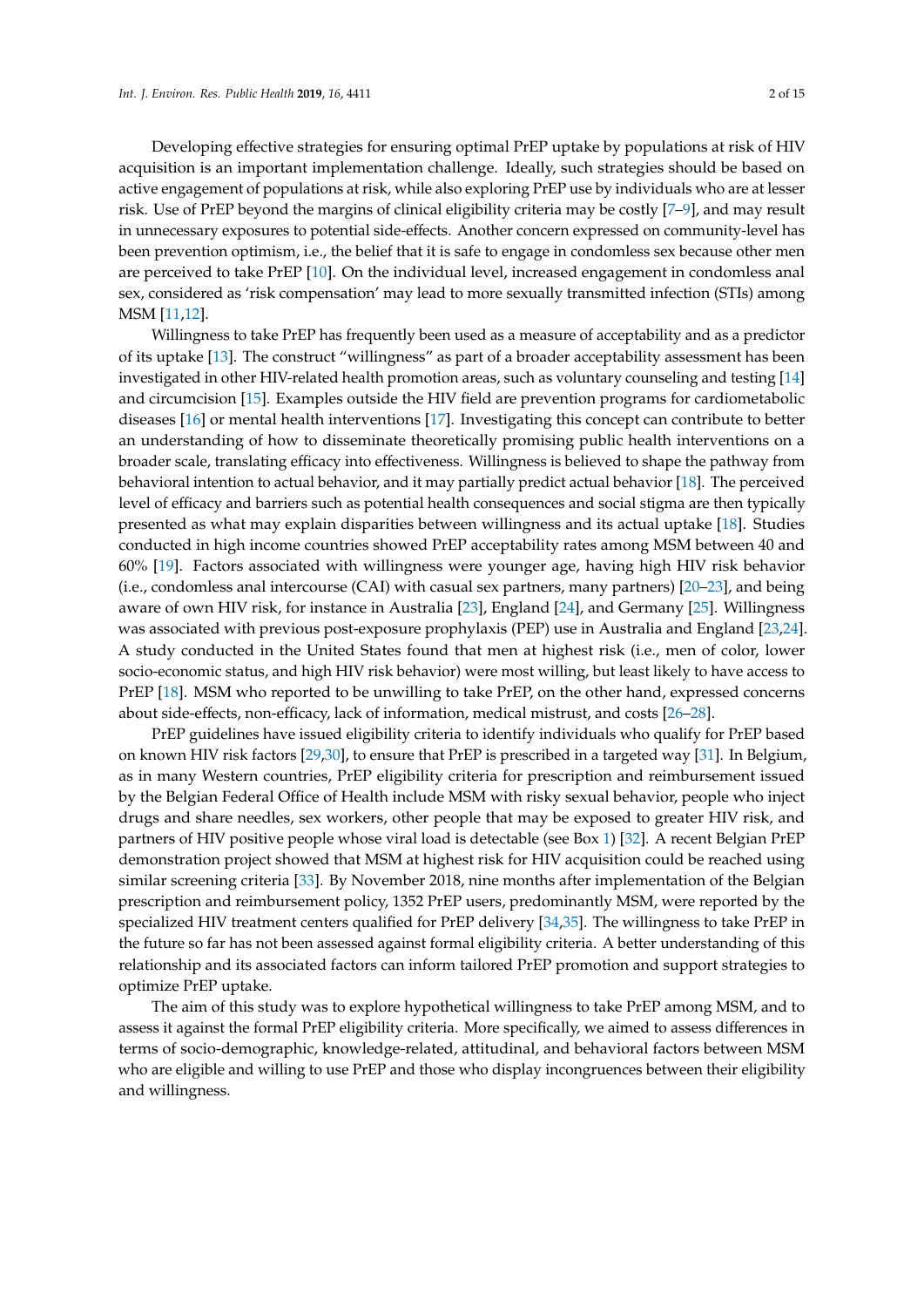Developing effective strategies for ensuring optimal PrEP uptake by populations at risk of HIV acquisition is an important implementation challenge. Ideally, such strategies should be based on active engagement of populations at risk, while also exploring PrEP use by individuals who are at lesser risk. Use of PrEP beyond the margins of clinical eligibility criteria may be costly [7–9], and may result in unnecessary exposures to potential side-effects. Another concern expressed on community-level has been prevention optimism, i.e., the belief that it is safe to engage in condomless sex because other men are perceived to take PrEP [10]. On the individual level, increased engagement in condomless anal sex, considered as 'risk compensation' may lead to more sexually transmitted infection (STIs) among MSM [11,12].

Willingness to take PrEP has frequently been used as a measure of acceptability and as a predictor of its uptake [13]. The construct "willingness" as part of a broader acceptability assessment has been investigated in other HIV-related health promotion areas, such as voluntary counseling and testing [14] and circumcision [15]. Examples outside the HIV field are prevention programs for cardiometabolic diseases [16] or mental health interventions [17]. Investigating this concept can contribute to better an understanding of how to disseminate theoretically promising public health interventions on a broader scale, translating efficacy into effectiveness. Willingness is believed to shape the pathway from behavioral intention to actual behavior, and it may partially predict actual behavior [18]. The perceived level of efficacy and barriers such as potential health consequences and social stigma are then typically presented as what may explain disparities between willingness and its actual uptake [18]. Studies conducted in high income countries showed PrEP acceptability rates among MSM between 40 and 60% [19]. Factors associated with willingness were younger age, having high HIV risk behavior (i.e., condomless anal intercourse (CAI) with casual sex partners, many partners) [20–23], and being aware of own HIV risk, for instance in Australia [23], England [24], and Germany [25]. Willingness was associated with previous post-exposure prophylaxis (PEP) use in Australia and England [23,24]. A study conducted in the United States found that men at highest risk (i.e., men of color, lower socio-economic status, and high HIV risk behavior) were most willing, but least likely to have access to PrEP [18]. MSM who reported to be unwilling to take PrEP, on the other hand, expressed concerns about side-effects, non-efficacy, lack of information, medical mistrust, and costs [26–28].

PrEP guidelines have issued eligibility criteria to identify individuals who qualify for PrEP based on known HIV risk factors [29,30], to ensure that PrEP is prescribed in a targeted way [31]. In Belgium, as in many Western countries, PrEP eligibility criteria for prescription and reimbursement issued by the Belgian Federal Office of Health include MSM with risky sexual behavior, people who inject drugs and share needles, sex workers, other people that may be exposed to greater HIV risk, and partners of HIV positive people whose viral load is detectable (see Box 1) [32]. A recent Belgian PrEP demonstration project showed that MSM at highest risk for HIV acquisition could be reached using similar screening criteria [33]. By November 2018, nine months after implementation of the Belgian prescription and reimbursement policy, 1352 PrEP users, predominantly MSM, were reported by the specialized HIV treatment centers qualified for PrEP delivery [34,35]. The willingness to take PrEP in the future so far has not been assessed against formal eligibility criteria. A better understanding of this relationship and its associated factors can inform tailored PrEP promotion and support strategies to optimize PrEP uptake.

The aim of this study was to explore hypothetical willingness to take PrEP among MSM, and to assess it against the formal PrEP eligibility criteria. More specifically, we aimed to assess differences in terms of socio-demographic, knowledge-related, attitudinal, and behavioral factors between MSM who are eligible and willing to use PrEP and those who display incongruences between their eligibility and willingness.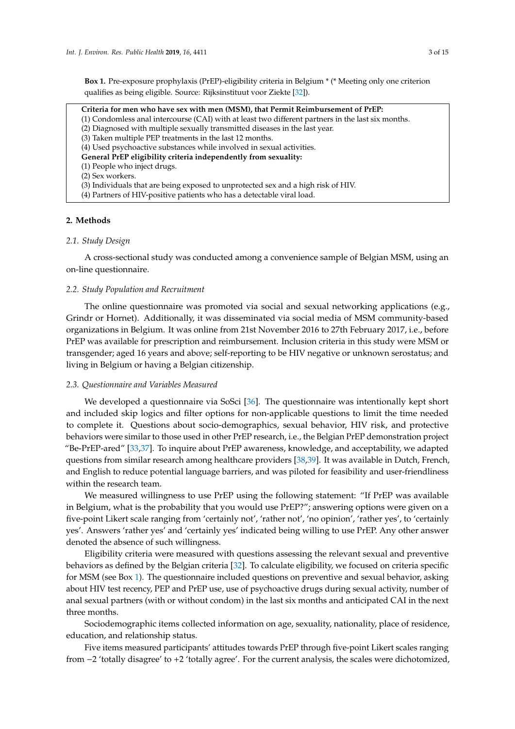**Box 1.** Pre-exposure prophylaxis (PrEP)-eligibility criteria in Belgium * (* Meeting only one criterion qualifies as being eligible. Source: Rijksinstituut voor Ziekte [32]).

**Criteria for men who have sex with men (MSM), that Permit Reimbursement of PrEP:**
(1) Condomless anal intercourse (CAI) with at least two different partners in the last six months.
(2) Diagnosed with multiple sexually transmitted diseases in the last year.
(3) Taken multiple PEP treatments in the last 12 months.
(4) Used psychoactive substances while involved in sexual activities.
**General PrEP eligibility criteria independently from sexuality:**
(1) People who inject drugs.
(2) Sex workers.
(3) Individuals that are being exposed to unprotected sex and a high risk of HIV.
(4) Partners of HIV-positive patients who has a detectable viral load.

## 2. Methods

### *2.1. Study Design*

A cross-sectional study was conducted among a convenience sample of Belgian MSM, using an on-line questionnaire.

### *2.2. Study Population and Recruitment*

The online questionnaire was promoted via social and sexual networking applications (e.g., Grindr or Hornet). Additionally, it was disseminated via social media of MSM community-based organizations in Belgium. It was online from 21st November 2016 to 27th February 2017, i.e., before PrEP was available for prescription and reimbursement. Inclusion criteria in this study were MSM or transgender; aged 16 years and above; self-reporting to be HIV negative or unknown serostatus; and living in Belgium or having a Belgian citizenship.

### *2.3. Questionnaire and Variables Measured*

We developed a questionnaire via SoSci [36]. The questionnaire was intentionally kept short and included skip logics and filter options for non-applicable questions to limit the time needed to complete it. Questions about socio-demographics, sexual behavior, HIV risk, and protective behaviors were similar to those used in other PrEP research, i.e., the Belgian PrEP demonstration project "Be-PrEP-ared" [33,37]. To inquire about PrEP awareness, knowledge, and acceptability, we adapted questions from similar research among healthcare providers [38,39]. It was available in Dutch, French, and English to reduce potential language barriers, and was piloted for feasibility and user-friendliness within the research team.

We measured willingness to use PrEP using the following statement: "If PrEP was available in Belgium, what is the probability that you would use PrEP?"; answering options were given on a five-point Likert scale ranging from 'certainly not', 'rather not', 'no opinion', 'rather yes', to 'certainly yes'. Answers 'rather yes' and 'certainly yes' indicated being willing to use PrEP. Any other answer denoted the absence of such willingness.

Eligibility criteria were measured with questions assessing the relevant sexual and preventive behaviors as defined by the Belgian criteria [32]. To calculate eligibility, we focused on criteria specific for MSM (see Box 1). The questionnaire included questions on preventive and sexual behavior, asking about HIV test recency, PEP and PrEP use, use of psychoactive drugs during sexual activity, number of anal sexual partners (with or without condom) in the last six months and anticipated CAI in the next three months.

Sociodemographic items collected information on age, sexuality, nationality, place of residence, education, and relationship status.

Five items measured participants' attitudes towards PrEP through five-point Likert scales ranging from −2 'totally disagree' to +2 'totally agree'. For the current analysis, the scales were dichotomized,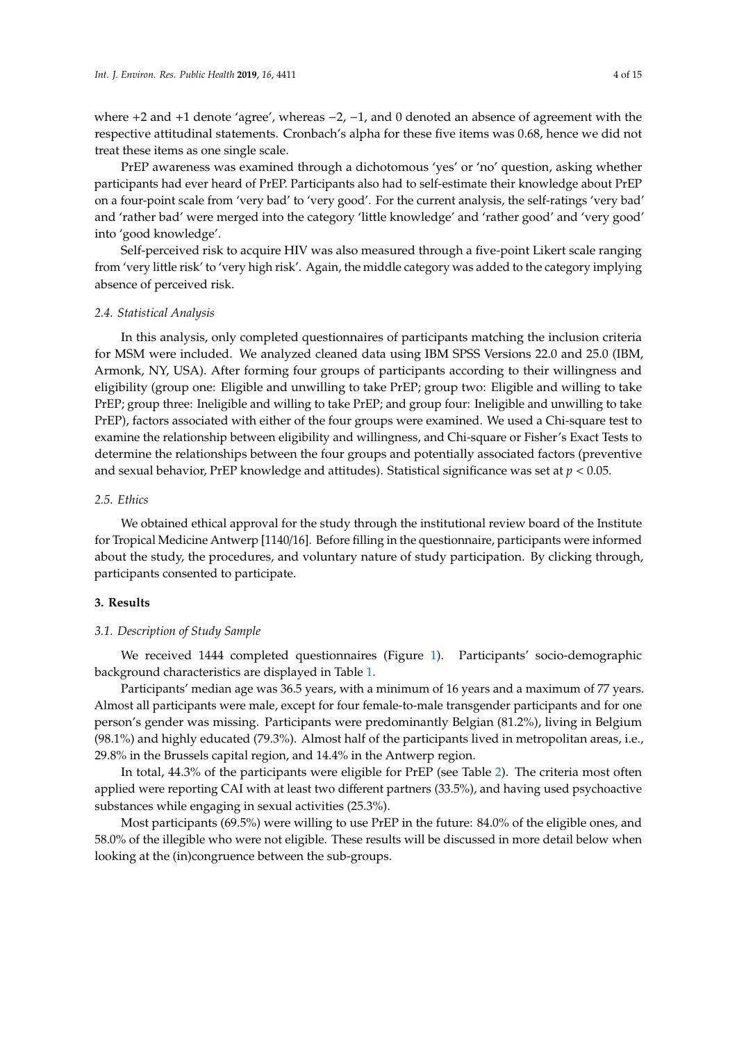where +2 and +1 denote 'agree', whereas −2, −1, and 0 denoted an absence of agreement with the respective attitudinal statements. Cronbach's alpha for these five items was 0.68, hence we did not treat these items as one single scale.

PrEP awareness was examined through a dichotomous 'yes' or 'no' question, asking whether participants had ever heard of PrEP. Participants also had to self-estimate their knowledge about PrEP on a four-point scale from 'very bad' to 'very good'. For the current analysis, the self-ratings 'very bad' and 'rather bad' were merged into the category 'little knowledge' and 'rather good' and 'very good' into 'good knowledge'.

Self-perceived risk to acquire HIV was also measured through a five-point Likert scale ranging from 'very little risk' to 'very high risk'. Again, the middle category was added to the category implying absence of perceived risk.

### *2.4. Statistical Analysis*

In this analysis, only completed questionnaires of participants matching the inclusion criteria for MSM were included. We analyzed cleaned data using IBM SPSS Versions 22.0 and 25.0 (IBM, Armonk, NY, USA). After forming four groups of participants according to their willingness and eligibility (group one: Eligible and unwilling to take PrEP; group two: Eligible and willing to take PrEP; group three: Ineligible and willing to take PrEP; and group four: Ineligible and unwilling to take PrEP), factors associated with either of the four groups were examined. We used a Chi-square test to examine the relationship between eligibility and willingness, and Chi-square or Fisher's Exact Tests to determine the relationships between the four groups and potentially associated factors (preventive and sexual behavior, PrEP knowledge and attitudes). Statistical significance was set at $p < 0.05$.

### *2.5. Ethics*

We obtained ethical approval for the study through the institutional review board of the Institute for Tropical Medicine Antwerp [1140/16]. Before filling in the questionnaire, participants were informed about the study, the procedures, and voluntary nature of study participation. By clicking through, participants consented to participate.

## **3. Results**

### *3.1. Description of Study Sample*

We received 1444 completed questionnaires (Figure 1). Participants' socio-demographic background characteristics are displayed in Table 1.

Participants' median age was 36.5 years, with a minimum of 16 years and a maximum of 77 years. Almost all participants were male, except for four female-to-male transgender participants and for one person's gender was missing. Participants were predominantly Belgian (81.2%), living in Belgium (98.1%) and highly educated (79.3%). Almost half of the participants lived in metropolitan areas, i.e., 29.8% in the Brussels capital region, and 14.4% in the Antwerp region.

In total, 44.3% of the participants were eligible for PrEP (see Table 2). The criteria most often applied were reporting CAI with at least two different partners (33.5%), and having used psychoactive substances while engaging in sexual activities (25.3%).

Most participants (69.5%) were willing to use PrEP in the future: 84.0% of the eligible ones, and 58.0% of the illegible who were not eligible. These results will be discussed in more detail below when looking at the (in)congruence between the sub-groups.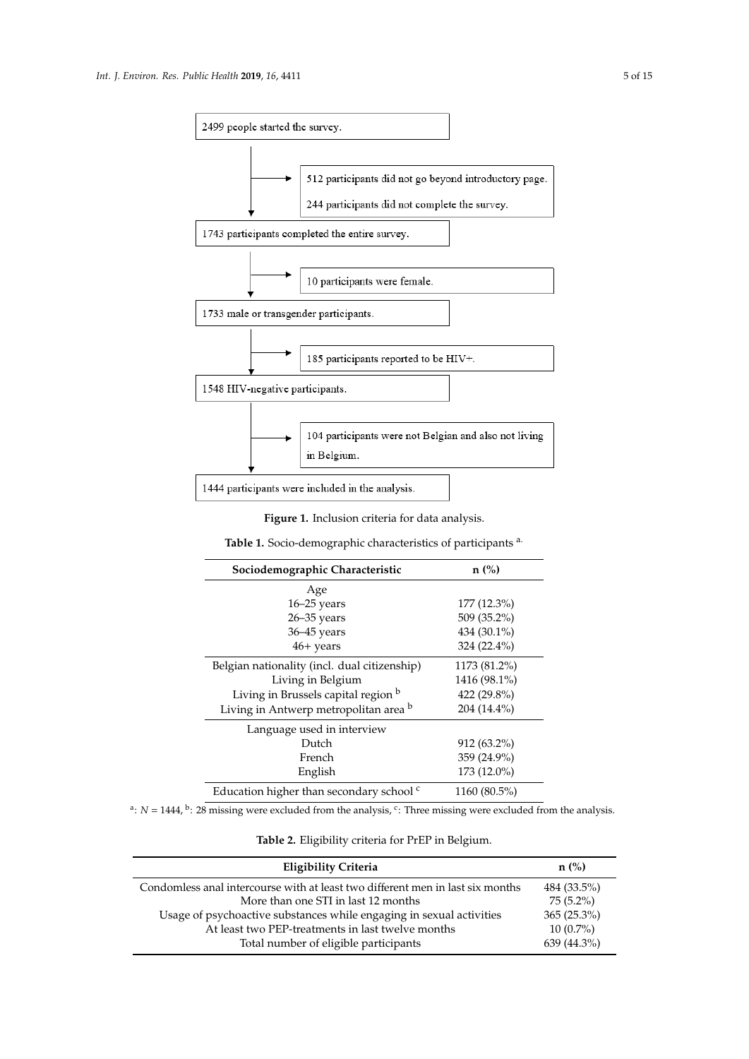2499 people started the survey.

→ 512 participants did not go beyond introductory page.
→ 244 participants did not complete the survey.

1743 participants completed the entire survey.

→ 10 participants were female.

1733 male or transgender participants.

→ 185 participants reported to be HIV+.

1548 HIV-negative participants.

→ 104 participants were not Belgian and also not living in Belgium.

1444 participants were included in the analysis.

**Figure 1.** Inclusion criteria for data analysis.

**Table 1.** Socio-demographic characteristics of participants [a].

| Sociodemographic Characteristic | n (%) |
|---|---|
| Age | |
| 16–25 years | 177 (12.3%) |
| 26–35 years | 509 (35.2%) |
| 36–45 years | 434 (30.1%) |
| 46+ years | 324 (22.4%) |
| Belgian nationality (incl. dual citizenship) | 1173 (81.2%) |
| Living in Belgium | 1416 (98.1%) |
| Living in Brussels capital region [b] | 422 (29.8%) |
| Living in Antwerp metropolitan area [b] | 204 (14.4%) |
| Language used in interview | |
| Dutch | 912 (63.2%) |
| French | 359 (24.9%) |
| English | 173 (12.0%) |
| Education higher than secondary school [c] | 1160 (80.5%) |

[a]: $N = 1444$, [b]: 28 missing were excluded from the analysis, [c]: Three missing were excluded from the analysis.

**Table 2.** Eligibility criteria for PrEP in Belgium.

| Eligibility Criteria | n (%) |
|---|---|
| Condomless anal intercourse with at least two different men in last six months | 484 (33.5%) |
| More than one STI in last 12 months | 75 (5.2%) |
| Usage of psychoactive substances while engaging in sexual activities | 365 (25.3%) |
| At least two PEP-treatments in last twelve months | 10 (0.7%) |
| Total number of eligible participants | 639 (44.3%) |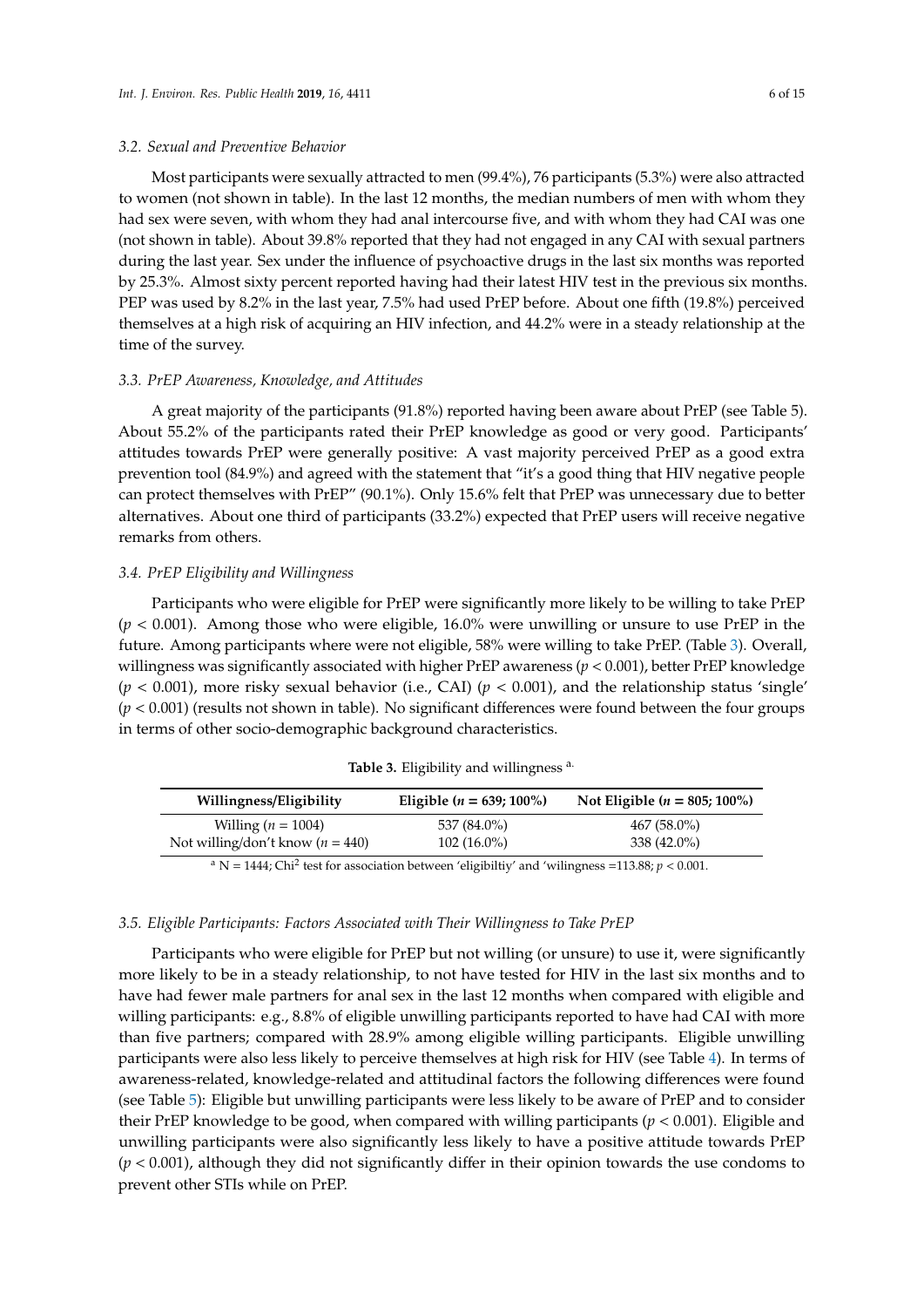### 3.2. Sexual and Preventive Behavior

Most participants were sexually attracted to men (99.4%), 76 participants (5.3%) were also attracted to women (not shown in table). In the last 12 months, the median numbers of men with whom they had sex were seven, with whom they had anal intercourse five, and with whom they had CAI was one (not shown in table). About 39.8% reported that they had not engaged in any CAI with sexual partners during the last year. Sex under the influence of psychoactive drugs in the last six months was reported by 25.3%. Almost sixty percent reported having had their latest HIV test in the previous six months. PEP was used by 8.2% in the last year, 7.5% had used PrEP before. About one fifth (19.8%) perceived themselves at a high risk of acquiring an HIV infection, and 44.2% were in a steady relationship at the time of the survey.

### 3.3. PrEP Awareness, Knowledge, and Attitudes

A great majority of the participants (91.8%) reported having been aware about PrEP (see Table 5). About 55.2% of the participants rated their PrEP knowledge as good or very good. Participants' attitudes towards PrEP were generally positive: A vast majority perceived PrEP as a good extra prevention tool (84.9%) and agreed with the statement that "it's a good thing that HIV negative people can protect themselves with PrEP" (90.1%). Only 15.6% felt that PrEP was unnecessary due to better alternatives. About one third of participants (33.2%) expected that PrEP users will receive negative remarks from others.

### 3.4. PrEP Eligibility and Willingness

Participants who were eligible for PrEP were significantly more likely to be willing to take PrEP ($p < 0.001$). Among those who were eligible, 16.0% were unwilling or unsure to use PrEP in the future. Among participants where were not eligible, 58% were willing to take PrEP. (Table 3). Overall, willingness was significantly associated with higher PrEP awareness ($p < 0.001$), better PrEP knowledge ($p < 0.001$), more risky sexual behavior (i.e., CAI) ($p < 0.001$), and the relationship status 'single' ($p < 0.001$) (results not shown in table). No significant differences were found between the four groups in terms of other socio-demographic background characteristics.

**Table 3.** Eligibility and willingness [a].

| Willingness/Eligibility | Eligible ($n$ = 639; 100%) | Not Eligible ($n$ = 805; 100%) |
| --- | --- | --- |
| Willing ($n$ = 1004) | 537 (84.0%) | 467 (58.0%) |
| Not willing/don't know ($n$ = 440) | 102 (16.0%) | 338 (42.0%) |

[a] N = 1444; $Chi^2$ test for association between 'eligibiltiy' and 'wilingness =113.88; $p < 0.001$.

### 3.5. Eligible Participants: Factors Associated with Their Willingness to Take PrEP

Participants who were eligible for PrEP but not willing (or unsure) to use it, were significantly more likely to be in a steady relationship, to not have tested for HIV in the last six months and to have had fewer male partners for anal sex in the last 12 months when compared with eligible and willing participants: e.g., 8.8% of eligible unwilling participants reported to have had CAI with more than five partners; compared with 28.9% among eligible willing participants. Eligible unwilling participants were also less likely to perceive themselves at high risk for HIV (see Table 4). In terms of awareness-related, knowledge-related and attitudinal factors the following differences were found (see Table 5): Eligible but unwilling participants were less likely to be aware of PrEP and to consider their PrEP knowledge to be good, when compared with willing participants ($p < 0.001$). Eligible and unwilling participants were also significantly less likely to have a positive attitude towards PrEP ($p < 0.001$), although they did not significantly differ in their opinion towards the use condoms to prevent other STIs while on PrEP.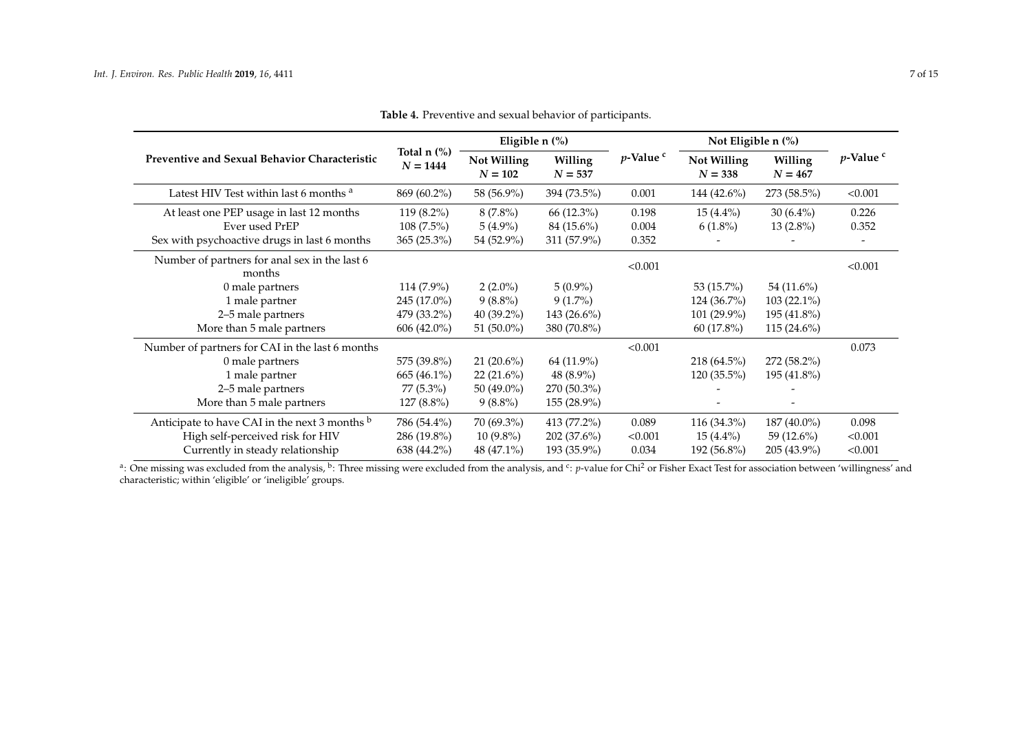**Table 4.** Preventive and sexual behavior of participants.

| Preventive and Sexual Behavior Characteristic | Total n (%) $N = 1444$ | Eligible n (%) | | $p$-Value [c] | Not Eligible n (%) | | $p$-Value [c] |
|---|---|---|---|---|---|---|---|
| | | Not Willing $N = 102$ | Willing $N = 537$ | | Not Willing $N = 338$ | Willing $N = 467$ | |
| Latest HIV Test within last 6 months [a] | 869 (60.2%) | 58 (56.9%) | 394 (73.5%) | 0.001 | 144 (42.6%) | 273 (58.5%) | <0.001 |
| At least one PEP usage in last 12 months | 119 (8.2%) | 8 (7.8%) | 66 (12.3%) | 0.198 | 15 (4.4%) | 30 (6.4%) | 0.226 |
| Ever used PrEP | 108 (7.5%) | 5 (4.9%) | 84 (15.6%) | 0.004 | 6 (1.8%) | 13 (2.8%) | 0.352 |
| Sex with psychoactive drugs in last 6 months | 365 (25.3%) | 54 (52.9%) | 311 (57.9%) | 0.352 | - | - | - |
| Number of partners for anal sex in the last 6 months | | | | <0.001 | | | <0.001 |
| 0 male partners | 114 (7.9%) | 2 (2.0%) | 5 (0.9%) | | 53 (15.7%) | 54 (11.6%) | |
| 1 male partner | 245 (17.0%) | 9 (8.8%) | 9 (1.7%) | | 124 (36.7%) | 103 (22.1%) | |
| 2–5 male partners | 479 (33.2%) | 40 (39.2%) | 143 (26.6%) | | 101 (29.9%) | 195 (41.8%) | |
| More than 5 male partners | 606 (42.0%) | 51 (50.0%) | 380 (70.8%) | | 60 (17.8%) | 115 (24.6%) | |
| Number of partners for CAI in the last 6 months | | | | <0.001 | | | 0.073 |
| 0 male partners | 575 (39.8%) | 21 (20.6%) | 64 (11.9%) | | 218 (64.5%) | 272 (58.2%) | |
| 1 male partner | 665 (46.1%) | 22 (21.6%) | 48 (8.9%) | | 120 (35.5%) | 195 (41.8%) | |
| 2–5 male partners | 77 (5.3%) | 50 (49.0%) | 270 (50.3%) | | - | - | |
| More than 5 male partners | 127 (8.8%) | 9 (8.8%) | 155 (28.9%) | | - | - | |
| Anticipate to have CAI in the next 3 months [b] | 786 (54.4%) | 70 (69.3%) | 413 (77.2%) | 0.089 | 116 (34.3%) | 187 (40.0%) | 0.098 |
| High self-perceived risk for HIV | 286 (19.8%) | 10 (9.8%) | 202 (37.6%) | <0.001 | 15 (4.4%) | 59 (12.6%) | <0.001 |
| Currently in steady relationship | 638 (44.2%) | 48 (47.1%) | 193 (35.9%) | 0.034 | 192 (56.8%) | 205 (43.9%) | <0.001 |

[a]: One missing was excluded from the analysis, [b]: Three missing were excluded from the analysis, and [c]: $p$-value for $Chi^2$ or Fisher Exact Test for association between 'willingness' and characteristic; within 'eligible' or 'ineligible' groups.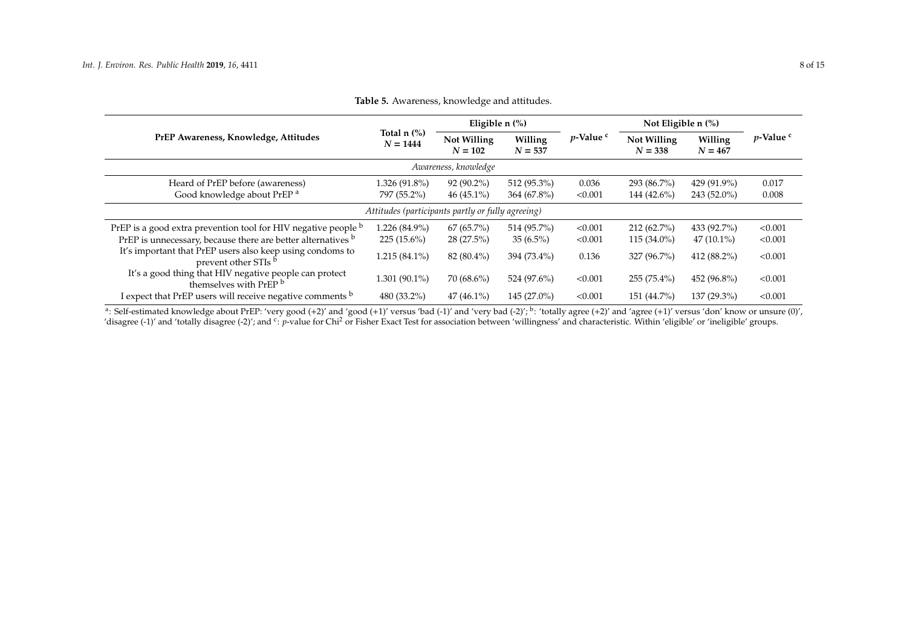**Table 5.** Awareness, knowledge and attitudes.

| PrEP Awareness, Knowledge, Attitudes | Total n (%) N = 1444 | Eligible n (%) | | p-Value [c] | Not Eligible n (%) | | p-Value [c] |
|---|---|---|---|---|---|---|---|
| | | Not Willing N = 102 | Willing N = 537 | | Not Willing N = 338 | Willing N = 467 | |
| *Awareness, knowledge* | | | | | | | |
| Heard of PrEP before (awareness) | 1.326 (91.8%) | 92 (90.2%) | 512 (95.3%) | 0.036 | 293 (86.7%) | 429 (91.9%) | 0.017 |
| Good knowledge about PrEP [a] | 797 (55.2%) | 46 (45.1%) | 364 (67.8%) | <0.001 | 144 (42.6%) | 243 (52.0%) | 0.008 |
| *Attitudes (participants partly or fully agreeing)* | | | | | | | |
| PrEP is a good extra prevention tool for HIV negative people [b] | 1.226 (84.9%) | 67 (65.7%) | 514 (95.7%) | <0.001 | 212 (62.7%) | 433 (92.7%) | <0.001 |
| PrEP is unnecessary, because there are better alternatives [b] | 225 (15.6%) | 28 (27.5%) | 35 (6.5%) | <0.001 | 115 (34.0%) | 47 (10.1%) | <0.001 |
| It's important that PrEP users also keep using condoms to prevent other STIs [b] | 1.215 (84.1%) | 82 (80.4%) | 394 (73.4%) | 0.136 | 327 (96.7%) | 412 (88.2%) | <0.001 |
| It's a good thing that HIV negative people can protect themselves with PrEP [b] | 1.301 (90.1%) | 70 (68.6%) | 524 (97.6%) | <0.001 | 255 (75.4%) | 452 (96.8%) | <0.001 |
| I expect that PrEP users will receive negative comments [b] | 480 (33.2%) | 47 (46.1%) | 145 (27.0%) | <0.001 | 151 (44.7%) | 137 (29.3%) | <0.001 |

[a]: Self-estimated knowledge about PrEP: 'very good (+2)' and 'good (+1)' versus 'bad (-1)' and 'very bad (-2)'; [b]: 'totally agree (+2)' and 'agree (+1)' versus 'don' know or unsure (0)', 'disagree (-1)' and 'totally disagree (-2)'; and [c]: p-value for $Chi^2$ or Fisher Exact Test for association between 'willingness' and characteristic. Within 'eligible' or 'ineligible' groups.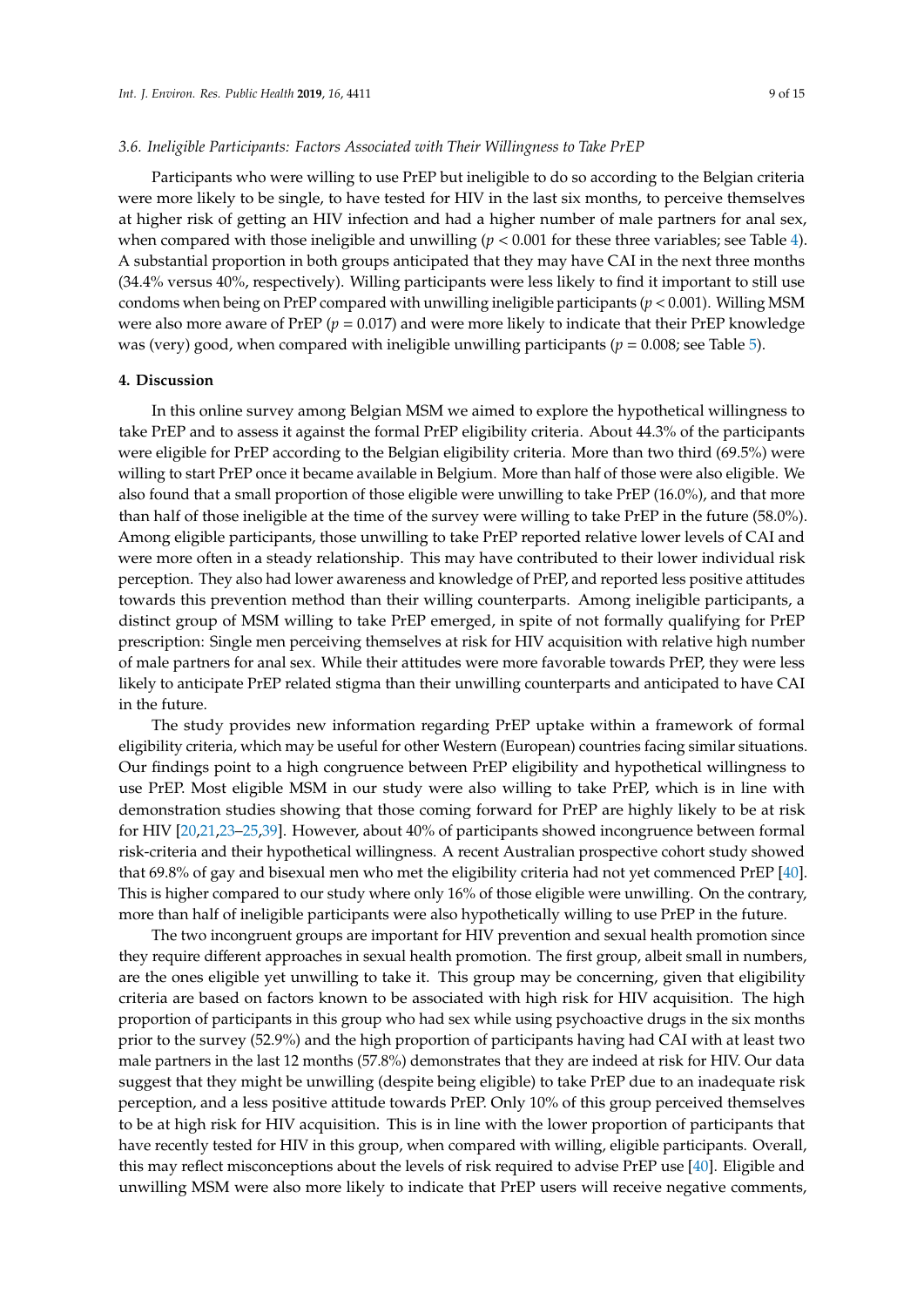*3.6. Ineligible Participants: Factors Associated with Their Willingness to Take PrEP*

Participants who were willing to use PrEP but ineligible to do so according to the Belgian criteria were more likely to be single, to have tested for HIV in the last six months, to perceive themselves at higher risk of getting an HIV infection and had a higher number of male partners for anal sex, when compared with those ineligible and unwilling ($p < 0.001$ for these three variables; see Table 4). A substantial proportion in both groups anticipated that they may have CAI in the next three months (34.4% versus 40%, respectively). Willing participants were less likely to find it important to still use condoms when being on PrEP compared with unwilling ineligible participants ($p < 0.001$). Willing MSM were also more aware of PrEP ($p = 0.017$) and were more likely to indicate that their PrEP knowledge was (very) good, when compared with ineligible unwilling participants ($p = 0.008$; see Table 5).

## 4. Discussion

In this online survey among Belgian MSM we aimed to explore the hypothetical willingness to take PrEP and to assess it against the formal PrEP eligibility criteria. About 44.3% of the participants were eligible for PrEP according to the Belgian eligibility criteria. More than two third (69.5%) were willing to start PrEP once it became available in Belgium. More than half of those were also eligible. We also found that a small proportion of those eligible were unwilling to take PrEP (16.0%), and that more than half of those ineligible at the time of the survey were willing to take PrEP in the future (58.0%). Among eligible participants, those unwilling to take PrEP reported relative lower levels of CAI and were more often in a steady relationship. This may have contributed to their lower individual risk perception. They also had lower awareness and knowledge of PrEP, and reported less positive attitudes towards this prevention method than their willing counterparts. Among ineligible participants, a distinct group of MSM willing to take PrEP emerged, in spite of not formally qualifying for PrEP prescription: Single men perceiving themselves at risk for HIV acquisition with relative high number of male partners for anal sex. While their attitudes were more favorable towards PrEP, they were less likely to anticipate PrEP related stigma than their unwilling counterparts and anticipated to have CAI in the future.

The study provides new information regarding PrEP uptake within a framework of formal eligibility criteria, which may be useful for other Western (European) countries facing similar situations. Our findings point to a high congruence between PrEP eligibility and hypothetical willingness to use PrEP. Most eligible MSM in our study were also willing to take PrEP, which is in line with demonstration studies showing that those coming forward for PrEP are highly likely to be at risk for HIV [20,21,23–25,39]. However, about 40% of participants showed incongruence between formal risk-criteria and their hypothetical willingness. A recent Australian prospective cohort study showed that 69.8% of gay and bisexual men who met the eligibility criteria had not yet commenced PrEP [40]. This is higher compared to our study where only 16% of those eligible were unwilling. On the contrary, more than half of ineligible participants were also hypothetically willing to use PrEP in the future.

The two incongruent groups are important for HIV prevention and sexual health promotion since they require different approaches in sexual health promotion. The first group, albeit small in numbers, are the ones eligible yet unwilling to take it. This group may be concerning, given that eligibility criteria are based on factors known to be associated with high risk for HIV acquisition. The high proportion of participants in this group who had sex while using psychoactive drugs in the six months prior to the survey (52.9%) and the high proportion of participants having had CAI with at least two male partners in the last 12 months (57.8%) demonstrates that they are indeed at risk for HIV. Our data suggest that they might be unwilling (despite being eligible) to take PrEP due to an inadequate risk perception, and a less positive attitude towards PrEP. Only 10% of this group perceived themselves to be at high risk for HIV acquisition. This is in line with the lower proportion of participants that have recently tested for HIV in this group, when compared with willing, eligible participants. Overall, this may reflect misconceptions about the levels of risk required to advise PrEP use [40]. Eligible and unwilling MSM were also more likely to indicate that PrEP users will receive negative comments,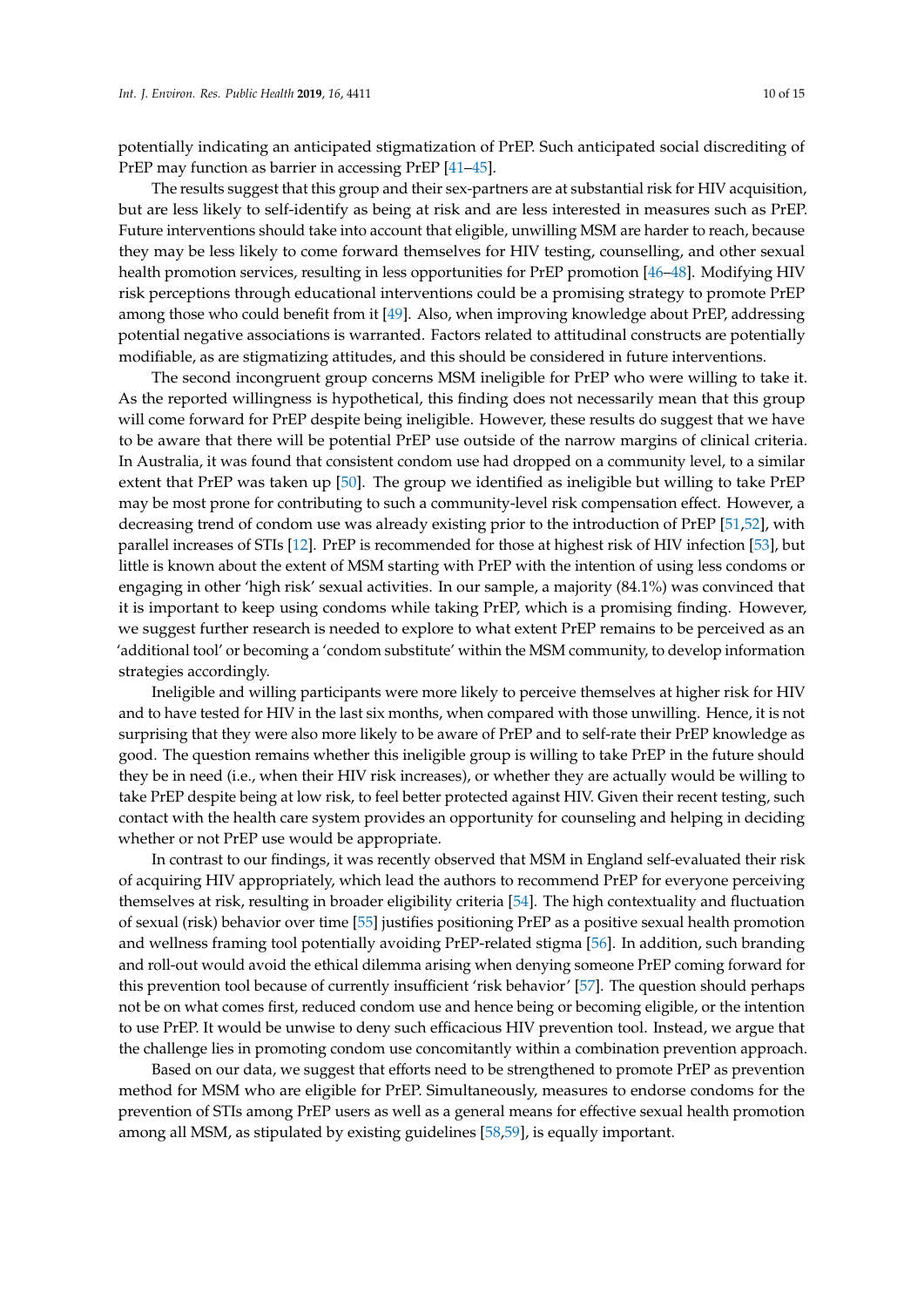potentially indicating an anticipated stigmatization of PrEP. Such anticipated social discrediting of PrEP may function as barrier in accessing PrEP [41–45].

The results suggest that this group and their sex-partners are at substantial risk for HIV acquisition, but are less likely to self-identify as being at risk and are less interested in measures such as PrEP. Future interventions should take into account that eligible, unwilling MSM are harder to reach, because they may be less likely to come forward themselves for HIV testing, counselling, and other sexual health promotion services, resulting in less opportunities for PrEP promotion [46–48]. Modifying HIV risk perceptions through educational interventions could be a promising strategy to promote PrEP among those who could benefit from it [49]. Also, when improving knowledge about PrEP, addressing potential negative associations is warranted. Factors related to attitudinal constructs are potentially modifiable, as are stigmatizing attitudes, and this should be considered in future interventions.

The second incongruent group concerns MSM ineligible for PrEP who were willing to take it. As the reported willingness is hypothetical, this finding does not necessarily mean that this group will come forward for PrEP despite being ineligible. However, these results do suggest that we have to be aware that there will be potential PrEP use outside of the narrow margins of clinical criteria. In Australia, it was found that consistent condom use had dropped on a community level, to a similar extent that PrEP was taken up [50]. The group we identified as ineligible but willing to take PrEP may be most prone for contributing to such a community-level risk compensation effect. However, a decreasing trend of condom use was already existing prior to the introduction of PrEP [51,52], with parallel increases of STIs [12]. PrEP is recommended for those at highest risk of HIV infection [53], but little is known about the extent of MSM starting with PrEP with the intention of using less condoms or engaging in other 'high risk' sexual activities. In our sample, a majority (84.1%) was convinced that it is important to keep using condoms while taking PrEP, which is a promising finding. However, we suggest further research is needed to explore to what extent PrEP remains to be perceived as an 'additional tool' or becoming a 'condom substitute' within the MSM community, to develop information strategies accordingly.

Ineligible and willing participants were more likely to perceive themselves at higher risk for HIV and to have tested for HIV in the last six months, when compared with those unwilling. Hence, it is not surprising that they were also more likely to be aware of PrEP and to self-rate their PrEP knowledge as good. The question remains whether this ineligible group is willing to take PrEP in the future should they be in need (i.e., when their HIV risk increases), or whether they are actually would be willing to take PrEP despite being at low risk, to feel better protected against HIV. Given their recent testing, such contact with the health care system provides an opportunity for counseling and helping in deciding whether or not PrEP use would be appropriate.

In contrast to our findings, it was recently observed that MSM in England self-evaluated their risk of acquiring HIV appropriately, which lead the authors to recommend PrEP for everyone perceiving themselves at risk, resulting in broader eligibility criteria [54]. The high contextuality and fluctuation of sexual (risk) behavior over time [55] justifies positioning PrEP as a positive sexual health promotion and wellness framing tool potentially avoiding PrEP-related stigma [56]. In addition, such branding and roll-out would avoid the ethical dilemma arising when denying someone PrEP coming forward for this prevention tool because of currently insufficient 'risk behavior' [57]. The question should perhaps not be on what comes first, reduced condom use and hence being or becoming eligible, or the intention to use PrEP. It would be unwise to deny such efficacious HIV prevention tool. Instead, we argue that the challenge lies in promoting condom use concomitantly within a combination prevention approach.

Based on our data, we suggest that efforts need to be strengthened to promote PrEP as prevention method for MSM who are eligible for PrEP. Simultaneously, measures to endorse condoms for the prevention of STIs among PrEP users as well as a general means for effective sexual health promotion among all MSM, as stipulated by existing guidelines [58,59], is equally important.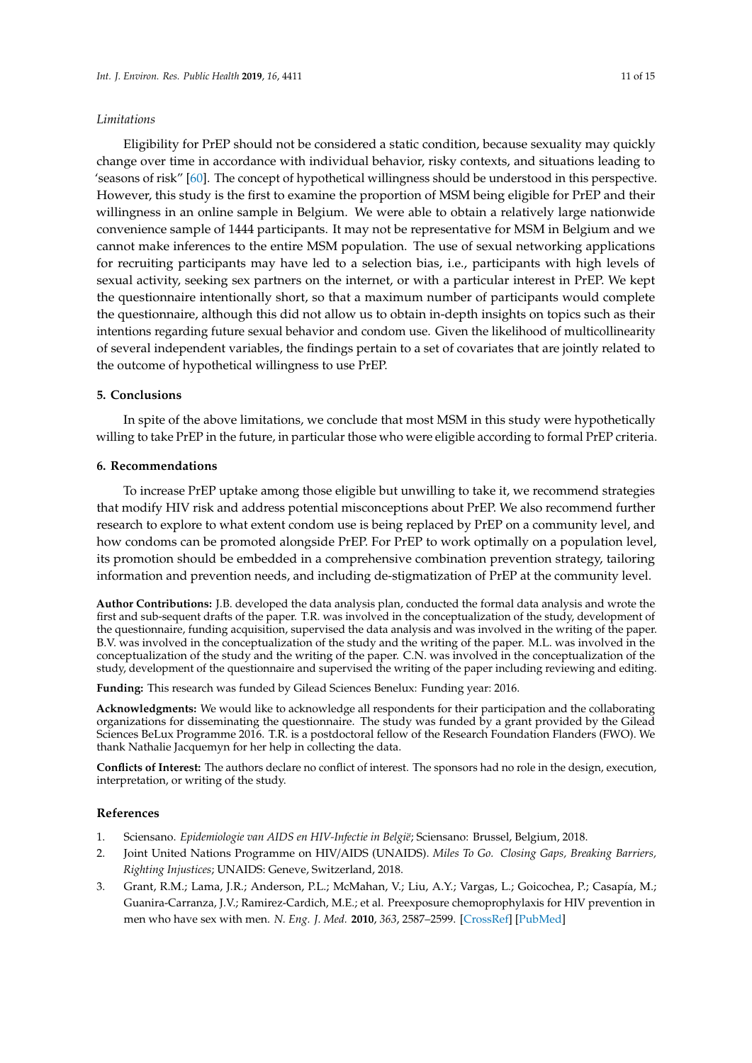### Limitations

Eligibility for PrEP should not be considered a static condition, because sexuality may quickly change over time in accordance with individual behavior, risky contexts, and situations leading to 'seasons of risk" [60]. The concept of hypothetical willingness should be understood in this perspective. However, this study is the first to examine the proportion of MSM being eligible for PrEP and their willingness in an online sample in Belgium. We were able to obtain a relatively large nationwide convenience sample of 1444 participants. It may not be representative for MSM in Belgium and we cannot make inferences to the entire MSM population. The use of sexual networking applications for recruiting participants may have led to a selection bias, i.e., participants with high levels of sexual activity, seeking sex partners on the internet, or with a particular interest in PrEP. We kept the questionnaire intentionally short, so that a maximum number of participants would complete the questionnaire, although this did not allow us to obtain in-depth insights on topics such as their intentions regarding future sexual behavior and condom use. Given the likelihood of multicollinearity of several independent variables, the findings pertain to a set of covariates that are jointly related to the outcome of hypothetical willingness to use PrEP.

## 5. Conclusions

In spite of the above limitations, we conclude that most MSM in this study were hypothetically willing to take PrEP in the future, in particular those who were eligible according to formal PrEP criteria.

## 6. Recommendations

To increase PrEP uptake among those eligible but unwilling to take it, we recommend strategies that modify HIV risk and address potential misconceptions about PrEP. We also recommend further research to explore to what extent condom use is being replaced by PrEP on a community level, and how condoms can be promoted alongside PrEP. For PrEP to work optimally on a population level, its promotion should be embedded in a comprehensive combination prevention strategy, tailoring information and prevention needs, and including de-stigmatization of PrEP at the community level.

**Author Contributions:** J.B. developed the data analysis plan, conducted the formal data analysis and wrote the first and sub-sequent drafts of the paper. T.R. was involved in the conceptualization of the study, development of the questionnaire, funding acquisition, supervised the data analysis and was involved in the writing of the paper. B.V. was involved in the conceptualization of the study and the writing of the paper. M.L. was involved in the conceptualization of the study and the writing of the paper. C.N. was involved in the conceptualization of the study, development of the questionnaire and supervised the writing of the paper including reviewing and editing.

**Funding:** This research was funded by Gilead Sciences Benelux: Funding year: 2016.

**Acknowledgments:** We would like to acknowledge all respondents for their participation and the collaborating organizations for disseminating the questionnaire. The study was funded by a grant provided by the Gilead Sciences BeLux Programme 2016. T.R. is a postdoctoral fellow of the Research Foundation Flanders (FWO). We thank Nathalie Jacquemyn for her help in collecting the data.

**Conflicts of Interest:** The authors declare no conflict of interest. The sponsors had no role in the design, execution, interpretation, or writing of the study.

## References

1. Sciensano. *Epidemiologie van AIDS en HIV-Infectie in België*; Sciensano: Brussel, Belgium, 2018.
2. Joint United Nations Programme on HIV/AIDS (UNAIDS). *Miles To Go. Closing Gaps, Breaking Barriers, Righting Injustices*; UNAIDS: Geneve, Switzerland, 2018.
3. Grant, R.M.; Lama, J.R.; Anderson, P.L.; McMahan, V.; Liu, A.Y.; Vargas, L.; Goicochea, P.; Casapía, M.; Guanira-Carranza, J.V.; Ramirez-Cardich, M.E.; et al. Preexposure chemoprophylaxis for HIV prevention in men who have sex with men. *N. Eng. J. Med.* **2010**, *363*, 2587–2599. [CrossRef] [PubMed]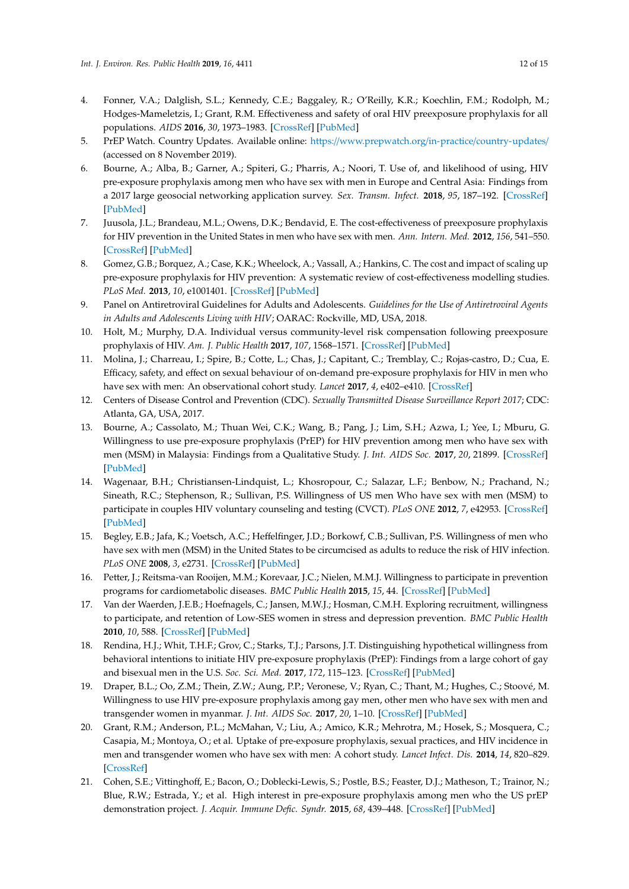4. Fonner, V.A.; Dalglish, S.L.; Kennedy, C.E.; Baggaley, R.; O'Reilly, K.R.; Koechlin, F.M.; Rodolph, M.; Hodges-Mameletzis, I.; Grant, R.M. Effectiveness and safety of oral HIV preexposure prophylaxis for all populations. *AIDS* **2016**, *30*, 1973–1983. [CrossRef] [PubMed]
5. PrEP Watch. Country Updates. Available online: https://www.prepwatch.org/in-practice/country-updates/ (accessed on 8 November 2019).
6. Bourne, A.; Alba, B.; Garner, A.; Spiteri, G.; Pharris, A.; Noori, T. Use of, and likelihood of using, HIV pre-exposure prophylaxis among men who have sex with men in Europe and Central Asia: Findings from a 2017 large geosocial networking application survey. *Sex. Transm. Infect.* **2018**, *95*, 187–192. [CrossRef] [PubMed]
7. Juusola, J.L.; Brandeau, M.L.; Owens, D.K.; Bendavid, E. The cost-effectiveness of preexposure prophylaxis for HIV prevention in the United States in men who have sex with men. *Ann. Intern. Med.* **2012**, *156*, 541–550. [CrossRef] [PubMed]
8. Gomez, G.B.; Borquez, A.; Case, K.K.; Wheelock, A.; Vassall, A.; Hankins, C. The cost and impact of scaling up pre-exposure prophylaxis for HIV prevention: A systematic review of cost-effectiveness modelling studies. *PLoS Med.* **2013**, *10*, e1001401. [CrossRef] [PubMed]
9. Panel on Antiretroviral Guidelines for Adults and Adolescents. *Guidelines for the Use of Antiretroviral Agents in Adults and Adolescents Living with HIV*; OARAC: Rockville, MD, USA, 2018.
10. Holt, M.; Murphy, D.A. Individual versus community-level risk compensation following preexposure prophylaxis of HIV. *Am. J. Public Health* **2017**, *107*, 1568–1571. [CrossRef] [PubMed]
11. Molina, J.; Charreau, I.; Spire, B.; Cotte, L.; Chas, J.; Capitant, C.; Tremblay, C.; Rojas-castro, D.; Cua, E. Efficacy, safety, and effect on sexual behaviour of on-demand pre-exposure prophylaxis for HIV in men who have sex with men: An observational cohort study. *Lancet* **2017**, *4*, e402–e410. [CrossRef]
12. Centers of Disease Control and Prevention (CDC). *Sexually Transmitted Disease Surveillance Report 2017*; CDC: Atlanta, GA, USA, 2017.
13. Bourne, A.; Cassolato, M.; Thuan Wei, C.K.; Wang, B.; Pang, J.; Lim, S.H.; Azwa, I.; Yee, I.; Mburu, G. Willingness to use pre-exposure prophylaxis (PrEP) for HIV prevention among men who have sex with men (MSM) in Malaysia: Findings from a Qualitative Study. *J. Int. AIDS Soc.* **2017**, *20*, 21899. [CrossRef] [PubMed]
14. Wagenaar, B.H.; Christiansen-Lindquist, L.; Khosropour, C.; Salazar, L.F.; Benbow, N.; Prachand, N.; Sineath, R.C.; Stephenson, R.; Sullivan, P.S. Willingness of US men Who have sex with men (MSM) to participate in couples HIV voluntary counseling and testing (CVCT). *PLoS ONE* **2012**, *7*, e42953. [CrossRef] [PubMed]
15. Begley, E.B.; Jafa, K.; Voetsch, A.C.; Heffelfinger, J.D.; Borkowf, C.B.; Sullivan, P.S. Willingness of men who have sex with men (MSM) in the United States to be circumcised as adults to reduce the risk of HIV infection. *PLoS ONE* **2008**, *3*, e2731. [CrossRef] [PubMed]
16. Petter, J.; Reitsma-van Rooijen, M.M.; Korevaar, J.C.; Nielen, M.M.J. Willingness to participate in prevention programs for cardiometabolic diseases. *BMC Public Health* **2015**, *15*, 44. [CrossRef] [PubMed]
17. Van der Waerden, J.E.B.; Hoefnagels, C.; Jansen, M.W.J.; Hosman, C.M.H. Exploring recruitment, willingness to participate, and retention of Low-SES women in stress and depression prevention. *BMC Public Health* **2010**, *10*, 588. [CrossRef] [PubMed]
18. Rendina, H.J.; Whit, T.H.F.; Grov, C.; Starks, T.J.; Parsons, J.T. Distinguishing hypothetical willingness from behavioral intentions to initiate HIV pre-exposure prophylaxis (PrEP): Findings from a large cohort of gay and bisexual men in the U.S. *Soc. Sci. Med.* **2017**, *172*, 115–123. [CrossRef] [PubMed]
19. Draper, B.L.; Oo, Z.M.; Thein, Z.W.; Aung, P.P.; Veronese, V.; Ryan, C.; Thant, M.; Hughes, C.; Stoové, M. Willingness to use HIV pre-exposure prophylaxis among gay men, other men who have sex with men and transgender women in myanmar. *J. Int. AIDS Soc.* **2017**, *20*, 1–10. [CrossRef] [PubMed]
20. Grant, R.M.; Anderson, P.L.; McMahan, V.; Liu, A.; Amico, K.R.; Mehrotra, M.; Hosek, S.; Mosquera, C.; Casapia, M.; Montoya, O.; et al. Uptake of pre-exposure prophylaxis, sexual practices, and HIV incidence in men and transgender women who have sex with men: A cohort study. *Lancet Infect. Dis.* **2014**, *14*, 820–829. [CrossRef]
21. Cohen, S.E.; Vittinghoff, E.; Bacon, O.; Doblecki-Lewis, S.; Postle, B.S.; Feaster, D.J.; Matheson, T.; Trainor, N.; Blue, R.W.; Estrada, Y.; et al. High interest in pre-exposure prophylaxis among men who the US prEP demonstration project. *J. Acquir. Immune Defic. Syndr.* **2015**, *68*, 439–448. [CrossRef] [PubMed]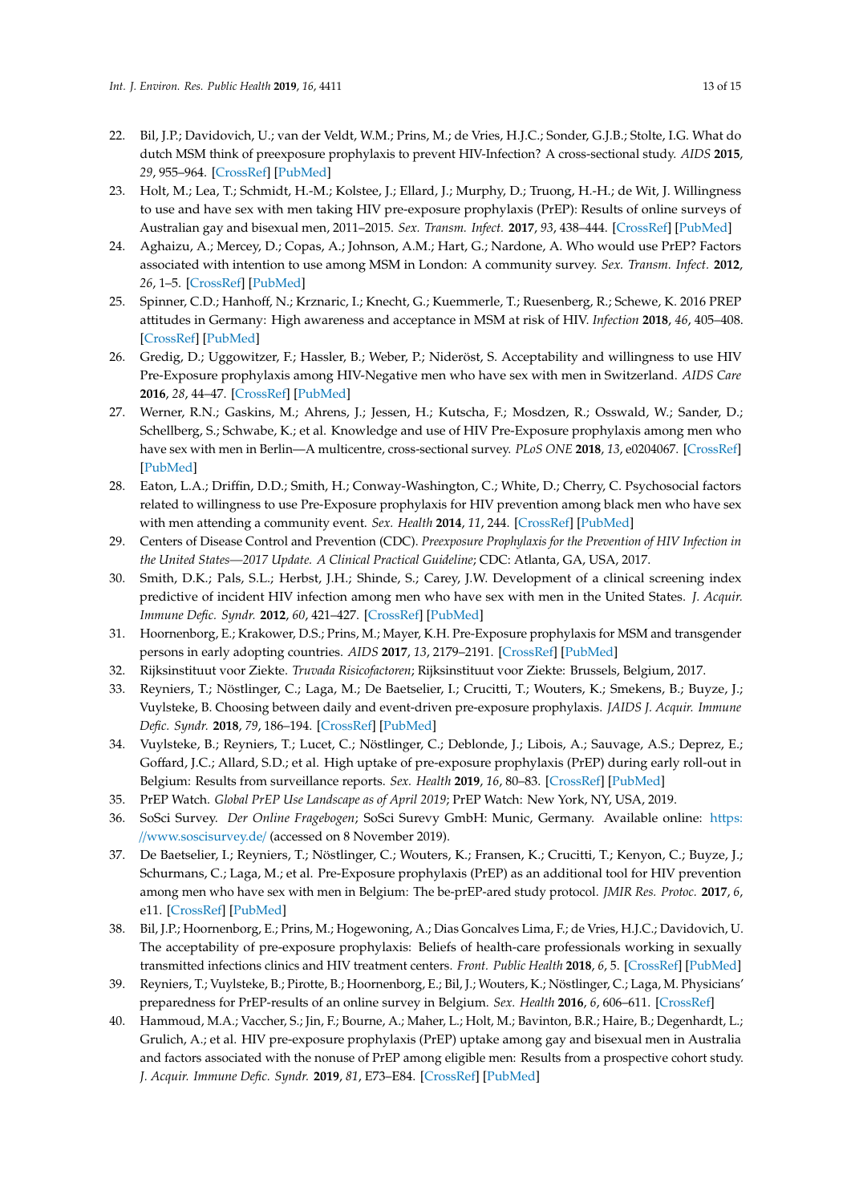22. Bil, J.P.; Davidovich, U.; van der Veldt, W.M.; Prins, M.; de Vries, H.J.C.; Sonder, G.J.B.; Stolte, I.G. What do dutch MSM think of preexposure prophylaxis to prevent HIV-Infection? A cross-sectional study. *AIDS* **2015**, *29*, 955–964. [CrossRef] [PubMed]
23. Holt, M.; Lea, T.; Schmidt, H.-M.; Kolstee, J.; Ellard, J.; Murphy, D.; Truong, H.-H.; de Wit, J. Willingness to use and have sex with men taking HIV pre-exposure prophylaxis (PrEP): Results of online surveys of Australian gay and bisexual men, 2011–2015. *Sex. Transm. Infect.* **2017**, *93*, 438–444. [CrossRef] [PubMed]
24. Aghaizu, A.; Mercey, D.; Copas, A.; Johnson, A.M.; Hart, G.; Nardone, A. Who would use PrEP? Factors associated with intention to use among MSM in London: A community survey. *Sex. Transm. Infect.* **2012**, *26*, 1–5. [CrossRef] [PubMed]
25. Spinner, C.D.; Hanhoff, N.; Krznaric, I.; Knecht, G.; Kuemmerle, T.; Ruesenberg, R.; Schewe, K. 2016 PREP attitudes in Germany: High awareness and acceptance in MSM at risk of HIV. *Infection* **2018**, *46*, 405–408. [CrossRef] [PubMed]
26. Gredig, D.; Uggowitzer, F.; Hassler, B.; Weber, P.; Nideröst, S. Acceptability and willingness to use HIV Pre-Exposure prophylaxis among HIV-Negative men who have sex with men in Switzerland. *AIDS Care* **2016**, *28*, 44–47. [CrossRef] [PubMed]
27. Werner, R.N.; Gaskins, M.; Ahrens, J.; Jessen, H.; Kutscha, F.; Mosdzen, R.; Osswald, W.; Sander, D.; Schellberg, S.; Schwabe, K.; et al. Knowledge and use of HIV Pre-Exposure prophylaxis among men who have sex with men in Berlin—A multicentre, cross-sectional survey. *PLoS ONE* **2018**, *13*, e0204067. [CrossRef] [PubMed]
28. Eaton, L.A.; Driffin, D.D.; Smith, H.; Conway-Washington, C.; White, D.; Cherry, C. Psychosocial factors related to willingness to use Pre-Exposure prophylaxis for HIV prevention among black men who have sex with men attending a community event. *Sex. Health* **2014**, *11*, 244. [CrossRef] [PubMed]
29. Centers of Disease Control and Prevention (CDC). *Preexposure Prophylaxis for the Prevention of HIV Infection in the United States—2017 Update. A Clinical Practical Guideline*; CDC: Atlanta, GA, USA, 2017.
30. Smith, D.K.; Pals, S.L.; Herbst, J.H.; Shinde, S.; Carey, J.W. Development of a clinical screening index predictive of incident HIV infection among men who have sex with men in the United States. *J. Acquir. Immune Defic. Syndr.* **2012**, *60*, 421–427. [CrossRef] [PubMed]
31. Hoornenborg, E.; Krakower, D.S.; Prins, M.; Mayer, K.H. Pre-Exposure prophylaxis for MSM and transgender persons in early adopting countries. *AIDS* **2017**, *13*, 2179–2191. [CrossRef] [PubMed]
32. Rijksinstituut voor Ziekte. *Truvada Risicofactoren*; Rijksinstituut voor Ziekte: Brussels, Belgium, 2017.
33. Reyniers, T.; Nöstlinger, C.; Laga, M.; De Baetselier, I.; Crucitti, T.; Wouters, K.; Smekens, B.; Buyze, J.; Vuylsteke, B. Choosing between daily and event-driven pre-exposure prophylaxis. *JAIDS J. Acquir. Immune Defic. Syndr.* **2018**, *79*, 186–194. [CrossRef] [PubMed]
34. Vuylsteke, B.; Reyniers, T.; Lucet, C.; Nöstlinger, C.; Deblonde, J.; Libois, A.; Sauvage, A.S.; Deprez, E.; Goffard, J.C.; Allard, S.D.; et al. High uptake of pre-exposure prophylaxis (PrEP) during early roll-out in Belgium: Results from surveillance reports. *Sex. Health* **2019**, *16*, 80–83. [CrossRef] [PubMed]
35. PrEP Watch. *Global PrEP Use Landscape as of April 2019*; PrEP Watch: New York, NY, USA, 2019.
36. SoSci Survey. *Der Online Fragebogen*; SoSci Surevy GmbH: Munic, Germany. Available online: https://www.soscisurvey.de/ (accessed on 8 November 2019).
37. De Baetselier, I.; Reyniers, T.; Nöstlinger, C.; Wouters, K.; Fransen, K.; Crucitti, T.; Kenyon, C.; Buyze, J.; Schurmans, C.; Laga, M.; et al. Pre-Exposure prophylaxis (PrEP) as an additional tool for HIV prevention among men who have sex with men in Belgium: The be-prEP-ared study protocol. *JMIR Res. Protoc.* **2017**, *6*, e11. [CrossRef] [PubMed]
38. Bil, J.P.; Hoornenborg, E.; Prins, M.; Hogewoning, A.; Dias Goncalves Lima, F.; de Vries, H.J.C.; Davidovich, U. The acceptability of pre-exposure prophylaxis: Beliefs of health-care professionals working in sexually transmitted infections clinics and HIV treatment centers. *Front. Public Health* **2018**, *6*, 5. [CrossRef] [PubMed]
39. Reyniers, T.; Vuylsteke, B.; Pirotte, B.; Hoornenborg, E.; Bil, J.; Wouters, K.; Nöstlinger, C.; Laga, M. Physicians' preparedness for PrEP-results of an online survey in Belgium. *Sex. Health* **2016**, *6*, 606–611. [CrossRef]
40. Hammoud, M.A.; Vaccher, S.; Jin, F.; Bourne, A.; Maher, L.; Holt, M.; Bavinton, B.R.; Haire, B.; Degenhardt, L.; Grulich, A.; et al. HIV pre-exposure prophylaxis (PrEP) uptake among gay and bisexual men in Australia and factors associated with the nonuse of PrEP among eligible men: Results from a prospective cohort study. *J. Acquir. Immune Defic. Syndr.* **2019**, *81*, E73–E84. [CrossRef] [PubMed]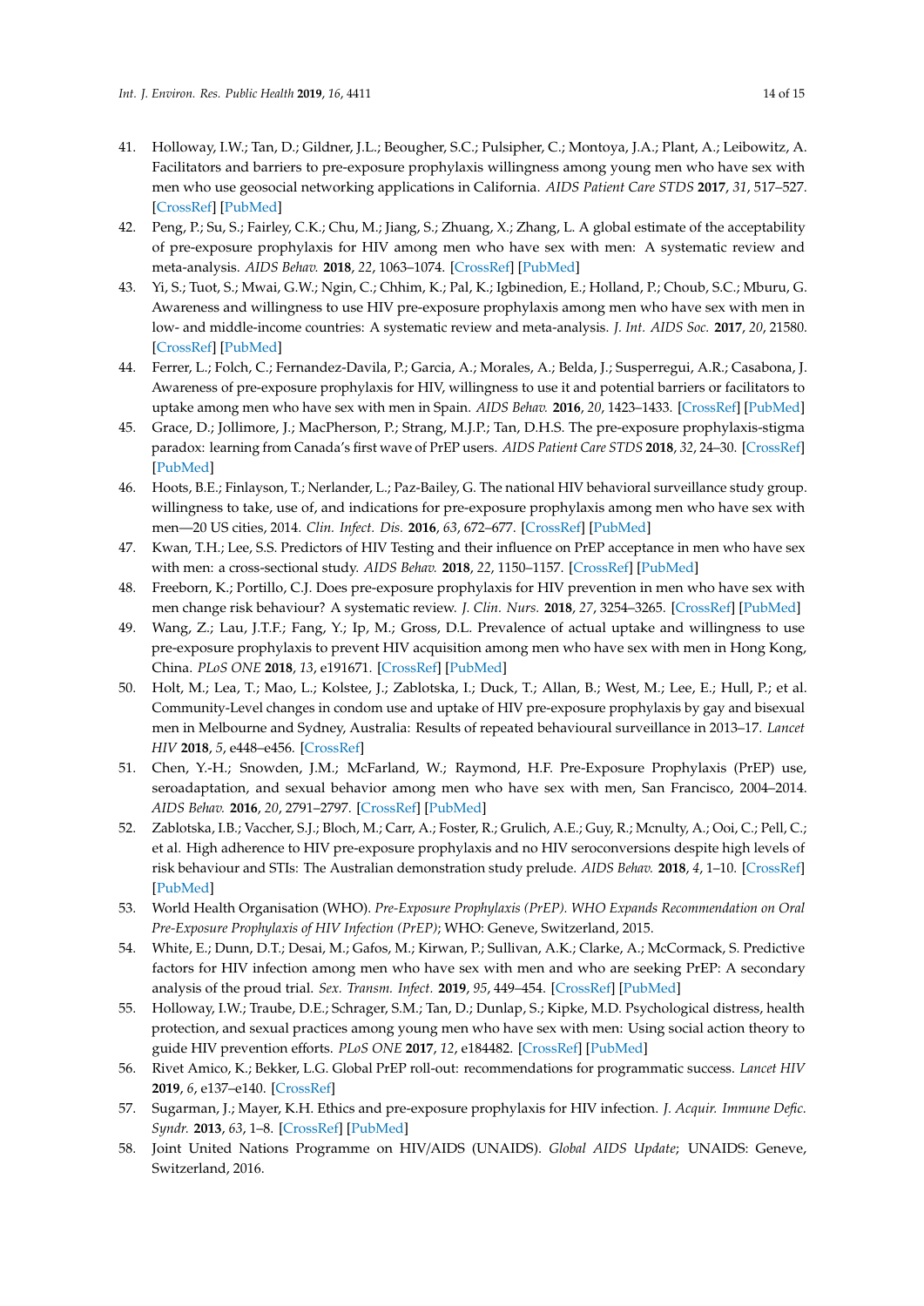41. Holloway, I.W.; Tan, D.; Gildner, J.L.; Beougher, S.C.; Pulsipher, C.; Montoya, J.A.; Plant, A.; Leibowitz, A. Facilitators and barriers to pre-exposure prophylaxis willingness among young men who have sex with men who use geosocial networking applications in California. *AIDS Patient Care STDS* **2017**, *31*, 517–527. [CrossRef] [PubMed]
42. Peng, P.; Su, S.; Fairley, C.K.; Chu, M.; Jiang, S.; Zhuang, X.; Zhang, L. A global estimate of the acceptability of pre-exposure prophylaxis for HIV among men who have sex with men: A systematic review and meta-analysis. *AIDS Behav.* **2018**, *22*, 1063–1074. [CrossRef] [PubMed]
43. Yi, S.; Tuot, S.; Mwai, G.W.; Ngin, C.; Chhim, K.; Pal, K.; Igbinedion, E.; Holland, P.; Choub, S.C.; Mburu, G. Awareness and willingness to use HIV pre-exposure prophylaxis among men who have sex with men in low- and middle-income countries: A systematic review and meta-analysis. *J. Int. AIDS Soc.* **2017**, *20*, 21580. [CrossRef] [PubMed]
44. Ferrer, L.; Folch, C.; Fernandez-Davila, P.; Garcia, A.; Morales, A.; Belda, J.; Susperregui, A.R.; Casabona, J. Awareness of pre-exposure prophylaxis for HIV, willingness to use it and potential barriers or facilitators to uptake among men who have sex with men in Spain. *AIDS Behav.* **2016**, *20*, 1423–1433. [CrossRef] [PubMed]
45. Grace, D.; Jollimore, J.; MacPherson, P.; Strang, M.J.P.; Tan, D.H.S. The pre-exposure prophylaxis-stigma paradox: learning from Canada's first wave of PrEP users. *AIDS Patient Care STDS* **2018**, *32*, 24–30. [CrossRef] [PubMed]
46. Hoots, B.E.; Finlayson, T.; Nerlander, L.; Paz-Bailey, G. The national HIV behavioral surveillance study group. willingness to take, use of, and indications for pre-exposure prophylaxis among men who have sex with men—20 US cities, 2014. *Clin. Infect. Dis.* **2016**, *63*, 672–677. [CrossRef] [PubMed]
47. Kwan, T.H.; Lee, S.S. Predictors of HIV Testing and their influence on PrEP acceptance in men who have sex with men: a cross-sectional study. *AIDS Behav.* **2018**, *22*, 1150–1157. [CrossRef] [PubMed]
48. Freeborn, K.; Portillo, C.J. Does pre-exposure prophylaxis for HIV prevention in men who have sex with men change risk behaviour? A systematic review. *J. Clin. Nurs.* **2018**, *27*, 3254–3265. [CrossRef] [PubMed]
49. Wang, Z.; Lau, J.T.F.; Fang, Y.; Ip, M.; Gross, D.L. Prevalence of actual uptake and willingness to use pre-exposure prophylaxis to prevent HIV acquisition among men who have sex with men in Hong Kong, China. *PLoS ONE* **2018**, *13*, e191671. [CrossRef] [PubMed]
50. Holt, M.; Lea, T.; Mao, L.; Kolstee, J.; Zablotska, I.; Duck, T.; Allan, B.; West, M.; Lee, E.; Hull, P.; et al. Community-Level changes in condom use and uptake of HIV pre-exposure prophylaxis by gay and bisexual men in Melbourne and Sydney, Australia: Results of repeated behavioural surveillance in 2013–17. *Lancet HIV* **2018**, *5*, e448–e456. [CrossRef]
51. Chen, Y.-H.; Snowden, J.M.; McFarland, W.; Raymond, H.F. Pre-Exposure Prophylaxis (PrEP) use, seroadaptation, and sexual behavior among men who have sex with men, San Francisco, 2004–2014. *AIDS Behav.* **2016**, *20*, 2791–2797. [CrossRef] [PubMed]
52. Zablotska, I.B.; Vaccher, S.J.; Bloch, M.; Carr, A.; Foster, R.; Grulich, A.E.; Guy, R.; Mcnulty, A.; Ooi, C.; Pell, C.; et al. High adherence to HIV pre-exposure prophylaxis and no HIV seroconversions despite high levels of risk behaviour and STIs: The Australian demonstration study prelude. *AIDS Behav.* **2018**, *4*, 1–10. [CrossRef] [PubMed]
53. World Health Organisation (WHO). *Pre-Exposure Prophylaxis (PrEP). WHO Expands Recommendation on Oral Pre-Exposure Prophylaxis of HIV Infection (PrEP)*; WHO: Geneve, Switzerland, 2015.
54. White, E.; Dunn, D.T.; Desai, M.; Gafos, M.; Kirwan, P.; Sullivan, A.K.; Clarke, A.; McCormack, S. Predictive factors for HIV infection among men who have sex with men and who are seeking PrEP: A secondary analysis of the proud trial. *Sex. Transm. Infect.* **2019**, *95*, 449–454. [CrossRef] [PubMed]
55. Holloway, I.W.; Traube, D.E.; Schrager, S.M.; Tan, D.; Dunlap, S.; Kipke, M.D. Psychological distress, health protection, and sexual practices among young men who have sex with men: Using social action theory to guide HIV prevention efforts. *PLoS ONE* **2017**, *12*, e184482. [CrossRef] [PubMed]
56. Rivet Amico, K.; Bekker, L.G. Global PrEP roll-out: recommendations for programmatic success. *Lancet HIV* **2019**, *6*, e137–e140. [CrossRef]
57. Sugarman, J.; Mayer, K.H. Ethics and pre-exposure prophylaxis for HIV infection. *J. Acquir. Immune Defic. Syndr.* **2013**, *63*, 1–8. [CrossRef] [PubMed]
58. Joint United Nations Programme on HIV/AIDS (UNAIDS). *Global AIDS Update*; UNAIDS: Geneve, Switzerland, 2016.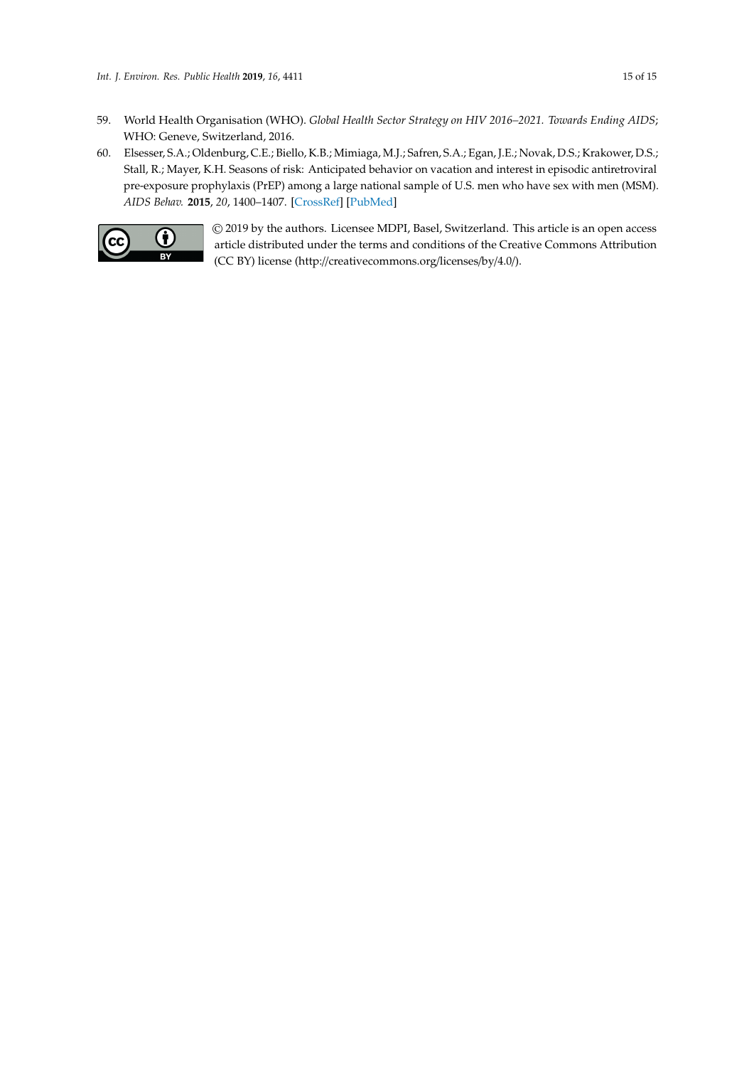59. World Health Organisation (WHO). *Global Health Sector Strategy on HIV 2016–2021. Towards Ending AIDS*; WHO: Geneve, Switzerland, 2016.
60. Elsesser, S.A.; Oldenburg, C.E.; Biello, K.B.; Mimiaga, M.J.; Safren, S.A.; Egan, J.E.; Novak, D.S.; Krakower, D.S.; Stall, R.; Mayer, K.H. Seasons of risk: Anticipated behavior on vacation and interest in episodic antiretroviral pre-exposure prophylaxis (PrEP) among a large national sample of U.S. men who have sex with men (MSM). *AIDS Behav.* **2015**, *20*, 1400–1407. [CrossRef] [PubMed]

© 2019 by the authors. Licensee MDPI, Basel, Switzerland. This article is an open access article distributed under the terms and conditions of the Creative Commons Attribution (CC BY) license (http://creativecommons.org/licenses/by/4.0/).